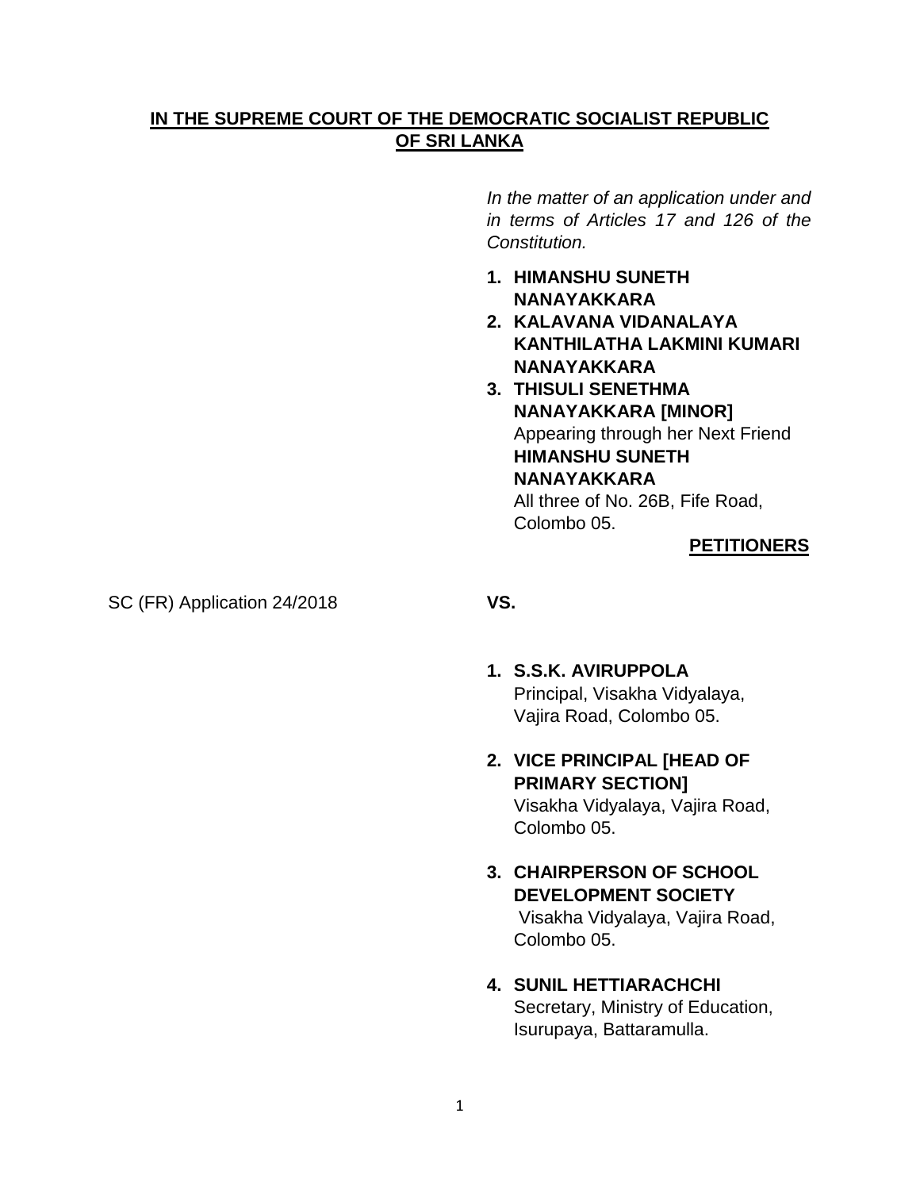**IN THE SUPREME COURT OF THE DEMOCRATIC SOCIALIST REPUBLIC OF SRI LANKA**

*In the matter of an application under and in terms of Articles 17 and 126 of the Constitution.*

1. **HIMANSHU SUNETH NANAYAKKARA**
2. **KALAVANA VIDANALAYA KANTHILATHA LAKMINI KUMARI NANAYAKKARA**
3. **THISULI SENETHMA NANAYAKKARA [MINOR]**
   Appearing through her Next Friend
   **HIMANSHU SUNETH NANAYAKKARA**
   All three of No. 26B, Fife Road, Colombo 05.

**PETITIONERS**

SC (FR) Application 24/2018

**VS.**

1. **S.S.K. AVIRUPPOLA**
   Principal, Visakha Vidyalaya, Vajira Road, Colombo 05.

2. **VICE PRINCIPAL [HEAD OF PRIMARY SECTION]**
   Visakha Vidyalaya, Vajira Road, Colombo 05.

3. **CHAIRPERSON OF SCHOOL DEVELOPMENT SOCIETY**
   Visakha Vidyalaya, Vajira Road, Colombo 05.

4. **SUNIL HETTIARACHCHI**
   Secretary, Ministry of Education, Isurupaya, Battaramulla.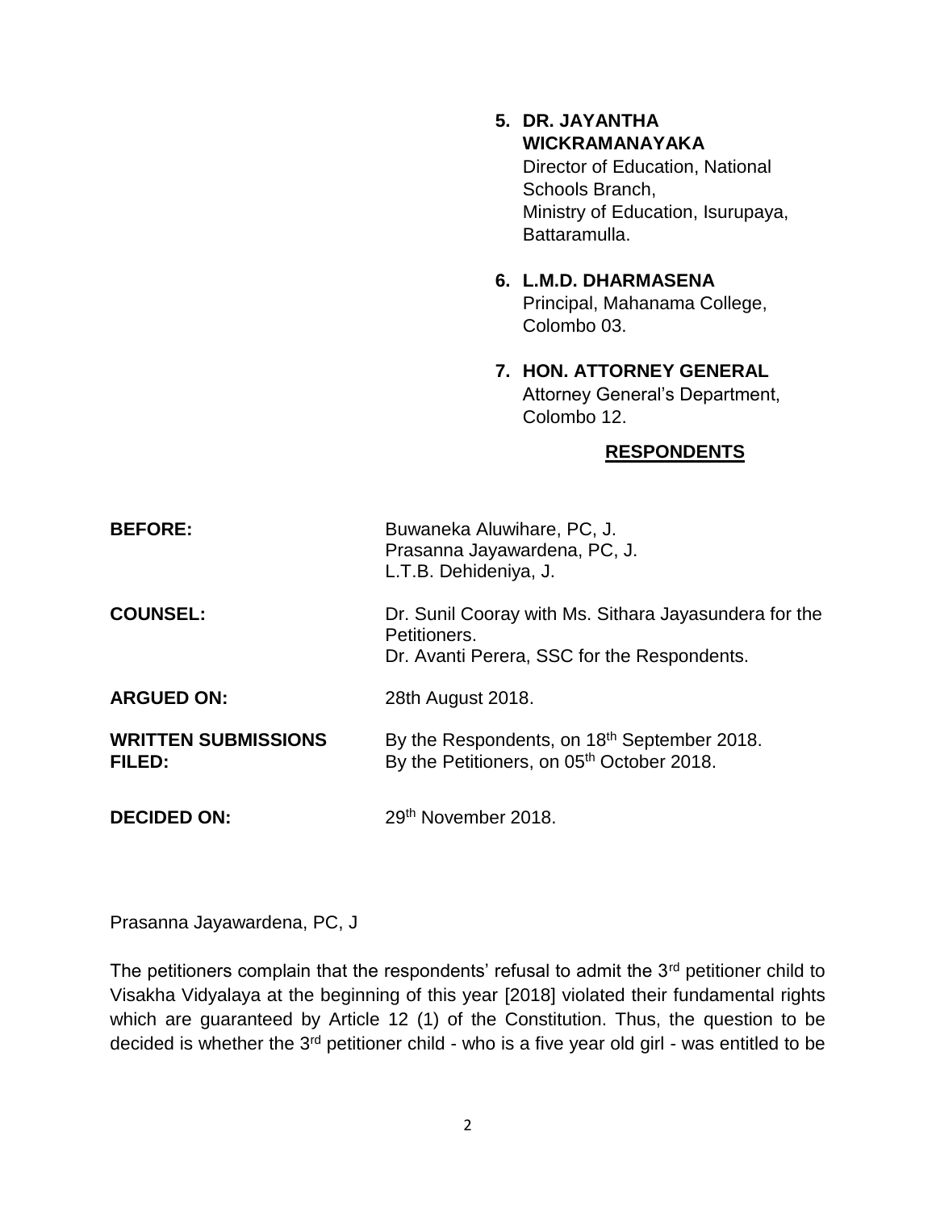5. **DR. JAYANTHA WICKRAMANAYAKA**
   Director of Education, National Schools Branch,
   Ministry of Education, Isurupaya, Battaramulla.

6. **L.M.D. DHARMASENA**
   Principal, Mahanama College, Colombo 03.

7. **HON. ATTORNEY GENERAL**
   Attorney General's Department, Colombo 12.

**RESPONDENTS**

**BEFORE:** Buwaneka Aluwihare, PC, J.
Prasanna Jayawardena, PC, J.
L.T.B. Dehideniya, J.

**COUNSEL:** Dr. Sunil Cooray with Ms. Sithara Jayasundera for the Petitioners.
Dr. Avanti Perera, SSC for the Respondents.

**ARGUED ON:** 28th August 2018.

**WRITTEN SUBMISSIONS FILED:** By the Respondents, on 18th September 2018.
By the Petitioners, on 05th October 2018.

**DECIDED ON:** 29th November 2018.

Prasanna Jayawardena, PC, J

The petitioners complain that the respondents' refusal to admit the 3rd petitioner child to Visakha Vidyalaya at the beginning of this year [2018] violated their fundamental rights which are guaranteed by Article 12 (1) of the Constitution. Thus, the question to be decided is whether the 3rd petitioner child - who is a five year old girl - was entitled to be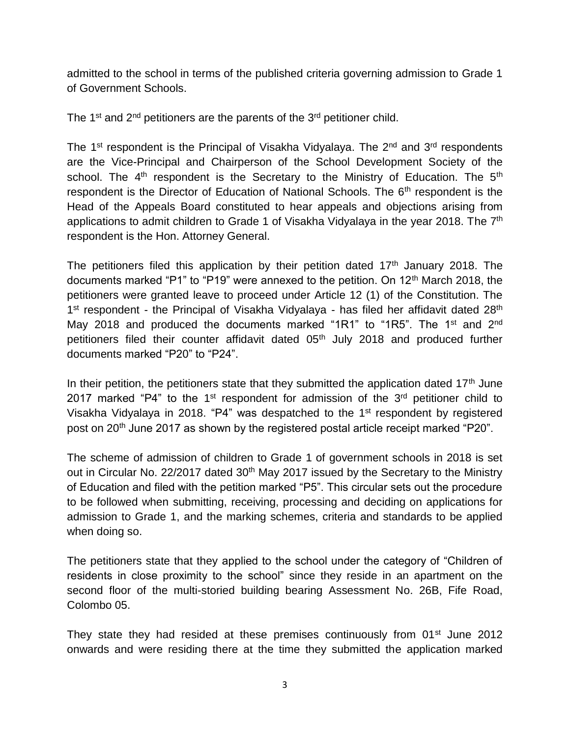admitted to the school in terms of the published criteria governing admission to Grade 1 of Government Schools.

The 1st and 2nd petitioners are the parents of the 3rd petitioner child.

The 1st respondent is the Principal of Visakha Vidyalaya. The 2nd and 3rd respondents are the Vice-Principal and Chairperson of the School Development Society of the school. The 4th respondent is the Secretary to the Ministry of Education. The 5th respondent is the Director of Education of National Schools. The 6th respondent is the Head of the Appeals Board constituted to hear appeals and objections arising from applications to admit children to Grade 1 of Visakha Vidyalaya in the year 2018. The 7th respondent is the Hon. Attorney General.

The petitioners filed this application by their petition dated 17th January 2018. The documents marked "P1" to "P19" were annexed to the petition. On 12th March 2018, the petitioners were granted leave to proceed under Article 12 (1) of the Constitution. The 1st respondent - the Principal of Visakha Vidyalaya - has filed her affidavit dated 28th May 2018 and produced the documents marked "1R1" to "1R5". The 1st and 2nd petitioners filed their counter affidavit dated 05th July 2018 and produced further documents marked "P20" to "P24".

In their petition, the petitioners state that they submitted the application dated 17th June 2017 marked "P4" to the 1st respondent for admission of the 3rd petitioner child to Visakha Vidyalaya in 2018. "P4" was despatched to the 1st respondent by registered post on 20th June 2017 as shown by the registered postal article receipt marked "P20".

The scheme of admission of children to Grade 1 of government schools in 2018 is set out in Circular No. 22/2017 dated 30th May 2017 issued by the Secretary to the Ministry of Education and filed with the petition marked "P5". This circular sets out the procedure to be followed when submitting, receiving, processing and deciding on applications for admission to Grade 1, and the marking schemes, criteria and standards to be applied when doing so.

The petitioners state that they applied to the school under the category of "Children of residents in close proximity to the school" since they reside in an apartment on the second floor of the multi-storied building bearing Assessment No. 26B, Fife Road, Colombo 05.

They state they had resided at these premises continuously from 01st June 2012 onwards and were residing there at the time they submitted the application marked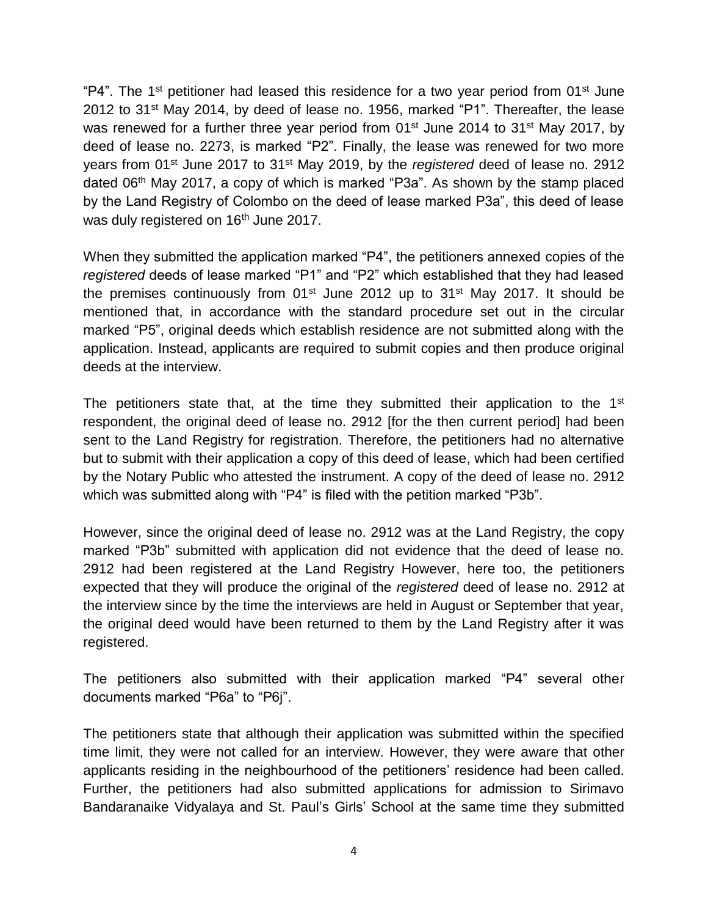"P4". The 1st petitioner had leased this residence for a two year period from 01st June 2012 to 31st May 2014, by deed of lease no. 1956, marked "P1". Thereafter, the lease was renewed for a further three year period from 01st June 2014 to 31st May 2017, by deed of lease no. 2273, is marked "P2". Finally, the lease was renewed for two more years from 01st June 2017 to 31st May 2019, by the *registered* deed of lease no. 2912 dated 06th May 2017, a copy of which is marked "P3a". As shown by the stamp placed by the Land Registry of Colombo on the deed of lease marked P3a", this deed of lease was duly registered on 16th June 2017.

When they submitted the application marked "P4", the petitioners annexed copies of the *registered* deeds of lease marked "P1" and "P2" which established that they had leased the premises continuously from 01st June 2012 up to 31st May 2017. It should be mentioned that, in accordance with the standard procedure set out in the circular marked "P5", original deeds which establish residence are not submitted along with the application. Instead, applicants are required to submit copies and then produce original deeds at the interview.

The petitioners state that, at the time they submitted their application to the 1st respondent, the original deed of lease no. 2912 [for the then current period] had been sent to the Land Registry for registration. Therefore, the petitioners had no alternative but to submit with their application a copy of this deed of lease, which had been certified by the Notary Public who attested the instrument. A copy of the deed of lease no. 2912 which was submitted along with "P4" is filed with the petition marked "P3b".

However, since the original deed of lease no. 2912 was at the Land Registry, the copy marked "P3b" submitted with application did not evidence that the deed of lease no. 2912 had been registered at the Land Registry However, here too, the petitioners expected that they will produce the original of the *registered* deed of lease no. 2912 at the interview since by the time the interviews are held in August or September that year, the original deed would have been returned to them by the Land Registry after it was registered.

The petitioners also submitted with their application marked "P4" several other documents marked "P6a" to "P6j".

The petitioners state that although their application was submitted within the specified time limit, they were not called for an interview. However, they were aware that other applicants residing in the neighbourhood of the petitioners' residence had been called. Further, the petitioners had also submitted applications for admission to Sirimavo Bandaranaike Vidyalaya and St. Paul's Girls' School at the same time they submitted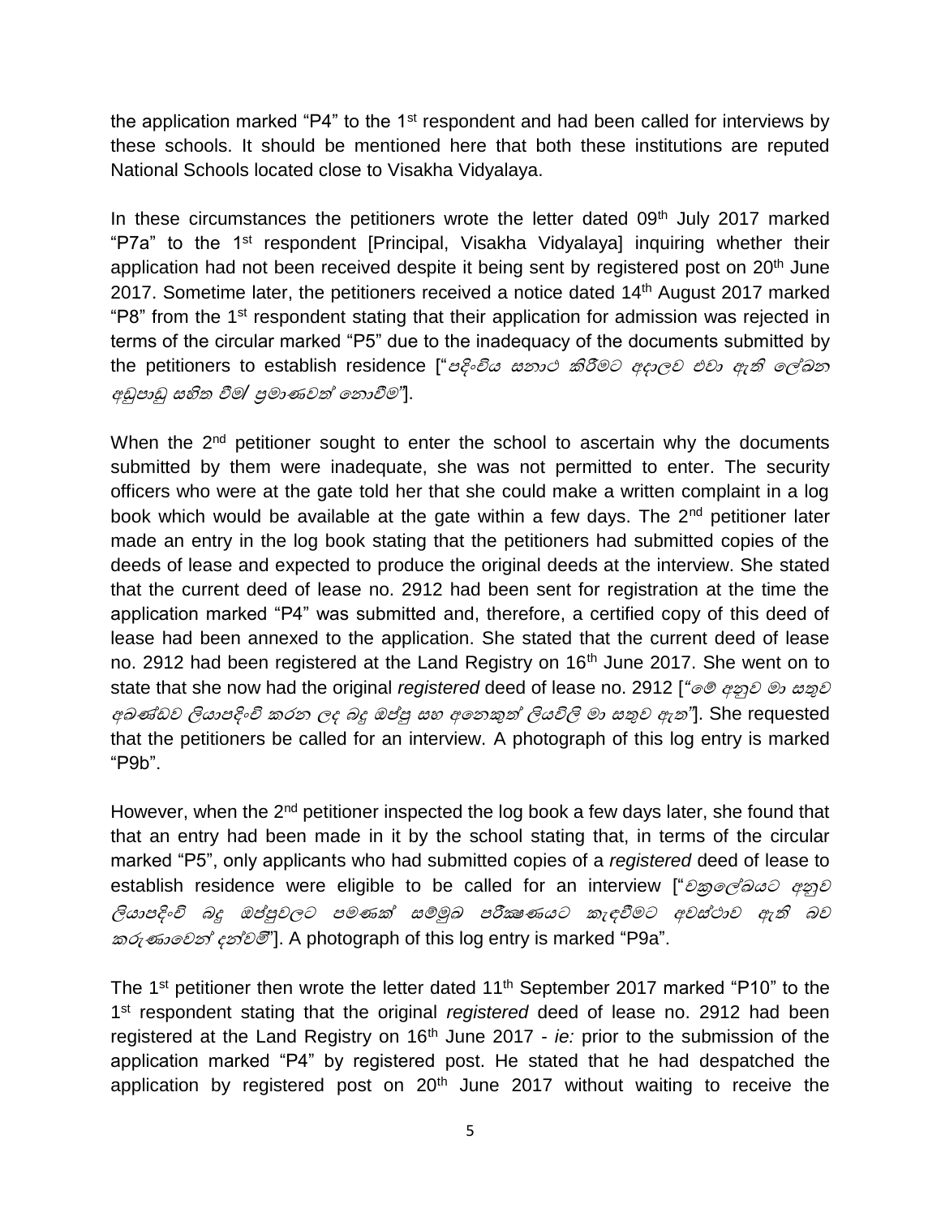the application marked "P4" to the 1st respondent and had been called for interviews by these schools. It should be mentioned here that both these institutions are reputed National Schools located close to Visakha Vidyalaya.

In these circumstances the petitioners wrote the letter dated 09th July 2017 marked "P7a" to the 1st respondent [Principal, Visakha Vidyalaya] inquiring whether their application had not been received despite it being sent by registered post on 20th June 2017. Sometime later, the petitioners received a notice dated 14th August 2017 marked "P8" from the 1st respondent stating that their application for admission was rejected in terms of the circular marked "P5" due to the inadequacy of the documents submitted by the petitioners to establish residence ["*පදිංචිය සනාථ කිරීමට අදාලව එවා ඇති ලේඛන අඩුපාඩු සහිත වීම/ ප්‍රමාණවත් නොවීම*"].

When the 2nd petitioner sought to enter the school to ascertain why the documents submitted by them were inadequate, she was not permitted to enter. The security officers who were at the gate told her that she could make a written complaint in a log book which would be available at the gate within a few days. The 2nd petitioner later made an entry in the log book stating that the petitioners had submitted copies of the deeds of lease and expected to produce the original deeds at the interview. She stated that the current deed of lease no. 2912 had been sent for registration at the time the application marked "P4" was submitted and, therefore, a certified copy of this deed of lease had been annexed to the application. She stated that the current deed of lease no. 2912 had been registered at the Land Registry on 16th June 2017. She went on to state that she now had the original *registered* deed of lease no. 2912 [*"මේ අනුව මා සතුව අඛණ්ඩව ලියාපදිංචි කරන ලද බදු ඔප්පු සහ අනෙකුත් ලියවිලි මා සතුව ඇත"*]. She requested that the petitioners be called for an interview. A photograph of this log entry is marked "P9b".

However, when the 2nd petitioner inspected the log book a few days later, she found that that an entry had been made in it by the school stating that, in terms of the circular marked "P5", only applicants who had submitted copies of a *registered* deed of lease to establish residence were eligible to be called for an interview ["*චක්‍රලේඛයට අනුව ලියාපදිංචි බදු ඔප්පුවලට පමණක් සම්මුඛ පරීක්ෂණයට කැඳවීමට අවස්ථාව ඇති බව කරුණාවෙන් දන්වමි*"]. A photograph of this log entry is marked "P9a".

The 1st petitioner then wrote the letter dated 11th September 2017 marked "P10" to the 1st respondent stating that the original *registered* deed of lease no. 2912 had been registered at the Land Registry on 16th June 2017 - *ie:* prior to the submission of the application marked "P4" by registered post. He stated that he had despatched the application by registered post on 20th June 2017 without waiting to receive the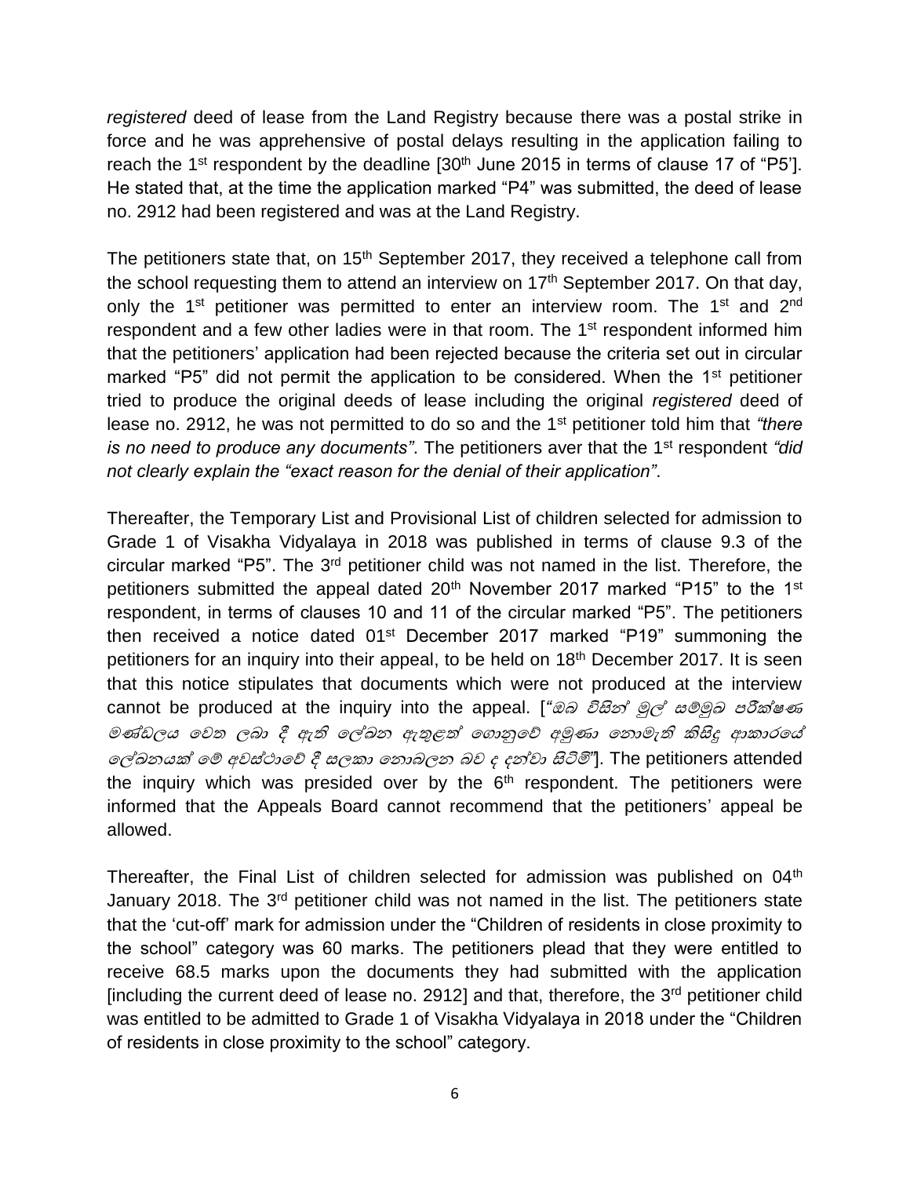*registered* deed of lease from the Land Registry because there was a postal strike in force and he was apprehensive of postal delays resulting in the application failing to reach the 1st respondent by the deadline [30th June 2015 in terms of clause 17 of "P5']. He stated that, at the time the application marked "P4" was submitted, the deed of lease no. 2912 had been registered and was at the Land Registry.

The petitioners state that, on 15th September 2017, they received a telephone call from the school requesting them to attend an interview on 17th September 2017. On that day, only the 1st petitioner was permitted to enter an interview room. The 1st and 2nd respondent and a few other ladies were in that room. The 1st respondent informed him that the petitioners' application had been rejected because the criteria set out in circular marked "P5" did not permit the application to be considered. When the 1st petitioner tried to produce the original deeds of lease including the original *registered* deed of lease no. 2912, he was not permitted to do so and the 1st petitioner told him that *"there is no need to produce any documents"*. The petitioners aver that the 1st respondent *"did not clearly explain the "exact reason for the denial of their application"*.

Thereafter, the Temporary List and Provisional List of children selected for admission to Grade 1 of Visakha Vidyalaya in 2018 was published in terms of clause 9.3 of the circular marked "P5". The 3rd petitioner child was not named in the list. Therefore, the petitioners submitted the appeal dated 20th November 2017 marked "P15" to the 1st respondent, in terms of clauses 10 and 11 of the circular marked "P5". The petitioners then received a notice dated 01st December 2017 marked "P19" summoning the petitioners for an inquiry into their appeal, to be held on 18th December 2017. It is seen that this notice stipulates that documents which were not produced at the interview cannot be produced at the inquiry into the appeal. [*"ඔබ විසින් මුල් සම්මුඛ පරීක්ෂණ මණ්ඩලය වෙත ලබා දී ඇති ලේඛන ඇතුළත් ගොනුවේ අමුණා නොමැති කිසිදු ආකාරයේ ලේඛනයක් මේ අවස්ථාවේ දී සලකා නොබලන බව ද දන්වා සිටිමි"*]. The petitioners attended the inquiry which was presided over by the 6th respondent. The petitioners were informed that the Appeals Board cannot recommend that the petitioners' appeal be allowed.

Thereafter, the Final List of children selected for admission was published on 04th January 2018. The 3rd petitioner child was not named in the list. The petitioners state that the 'cut-off' mark for admission under the "Children of residents in close proximity to the school" category was 60 marks. The petitioners plead that they were entitled to receive 68.5 marks upon the documents they had submitted with the application [including the current deed of lease no. 2912] and that, therefore, the 3rd petitioner child was entitled to be admitted to Grade 1 of Visakha Vidyalaya in 2018 under the "Children of residents in close proximity to the school" category.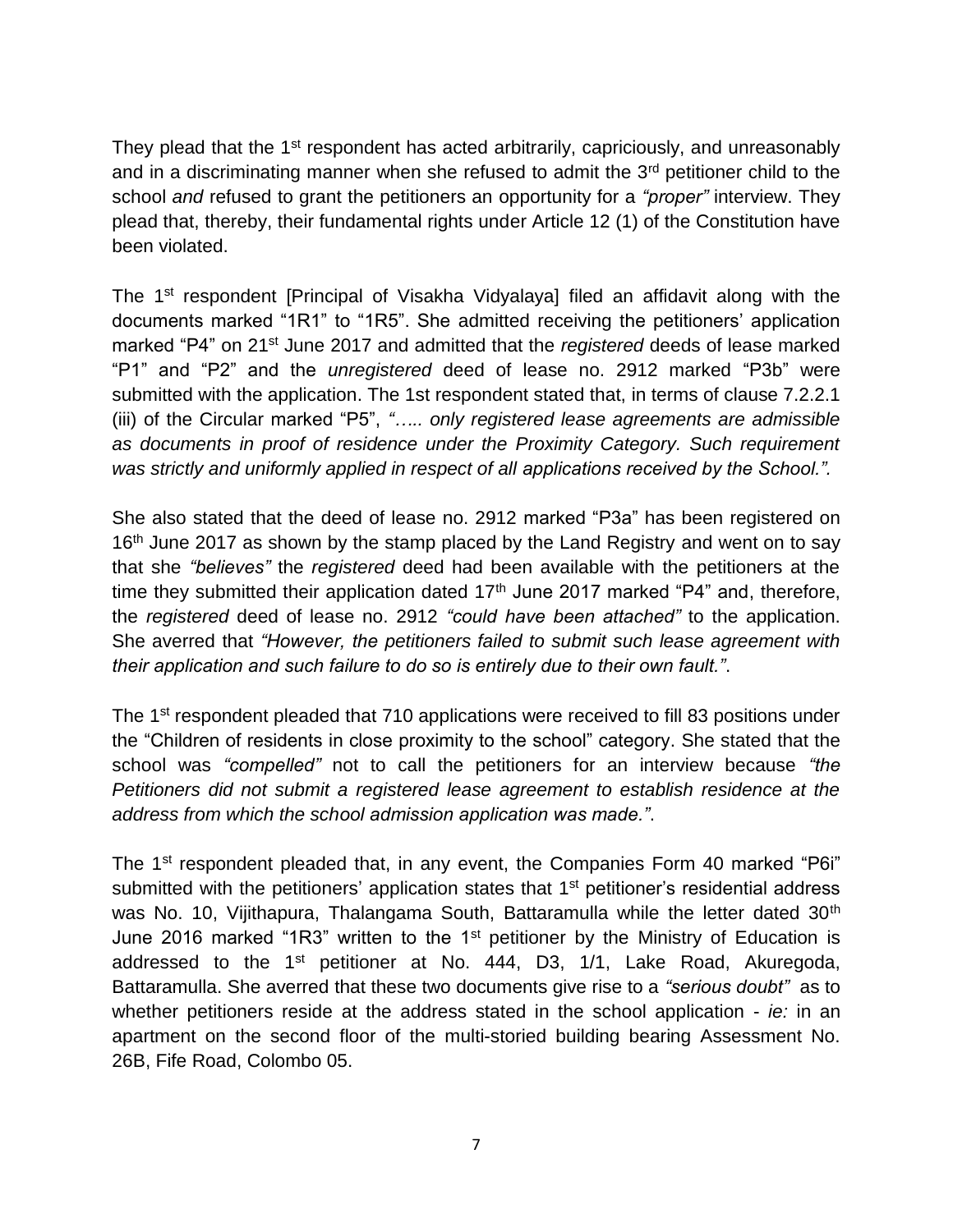They plead that the 1st respondent has acted arbitrarily, capriciously, and unreasonably and in a discriminating manner when she refused to admit the 3rd petitioner child to the school *and* refused to grant the petitioners an opportunity for a *"proper"* interview. They plead that, thereby, their fundamental rights under Article 12 (1) of the Constitution have been violated.

The 1st respondent [Principal of Visakha Vidyalaya] filed an affidavit along with the documents marked "1R1" to "1R5". She admitted receiving the petitioners' application marked "P4" on 21st June 2017 and admitted that the *registered* deeds of lease marked "P1" and "P2" and the *unregistered* deed of lease no. 2912 marked "P3b" were submitted with the application. The 1st respondent stated that, in terms of clause 7.2.2.1 (iii) of the Circular marked "P5", *"….. only registered lease agreements are admissible as documents in proof of residence under the Proximity Category. Such requirement was strictly and uniformly applied in respect of all applications received by the School.".*

She also stated that the deed of lease no. 2912 marked "P3a" has been registered on 16th June 2017 as shown by the stamp placed by the Land Registry and went on to say that she *"believes"* the *registered* deed had been available with the petitioners at the time they submitted their application dated 17th June 2017 marked "P4" and, therefore, the *registered* deed of lease no. 2912 *"could have been attached"* to the application. She averred that *"However, the petitioners failed to submit such lease agreement with their application and such failure to do so is entirely due to their own fault."*.

The 1st respondent pleaded that 710 applications were received to fill 83 positions under the "Children of residents in close proximity to the school" category. She stated that the school was *"compelled"* not to call the petitioners for an interview because *"the Petitioners did not submit a registered lease agreement to establish residence at the address from which the school admission application was made."*.

The 1st respondent pleaded that, in any event, the Companies Form 40 marked "P6i" submitted with the petitioners' application states that 1st petitioner's residential address was No. 10, Vijithapura, Thalangama South, Battaramulla while the letter dated 30th June 2016 marked "1R3" written to the 1st petitioner by the Ministry of Education is addressed to the 1st petitioner at No. 444, D3, 1/1, Lake Road, Akuregoda, Battaramulla. She averred that these two documents give rise to a *"serious doubt"* as to whether petitioners reside at the address stated in the school application - *ie:* in an apartment on the second floor of the multi-storied building bearing Assessment No. 26B, Fife Road, Colombo 05.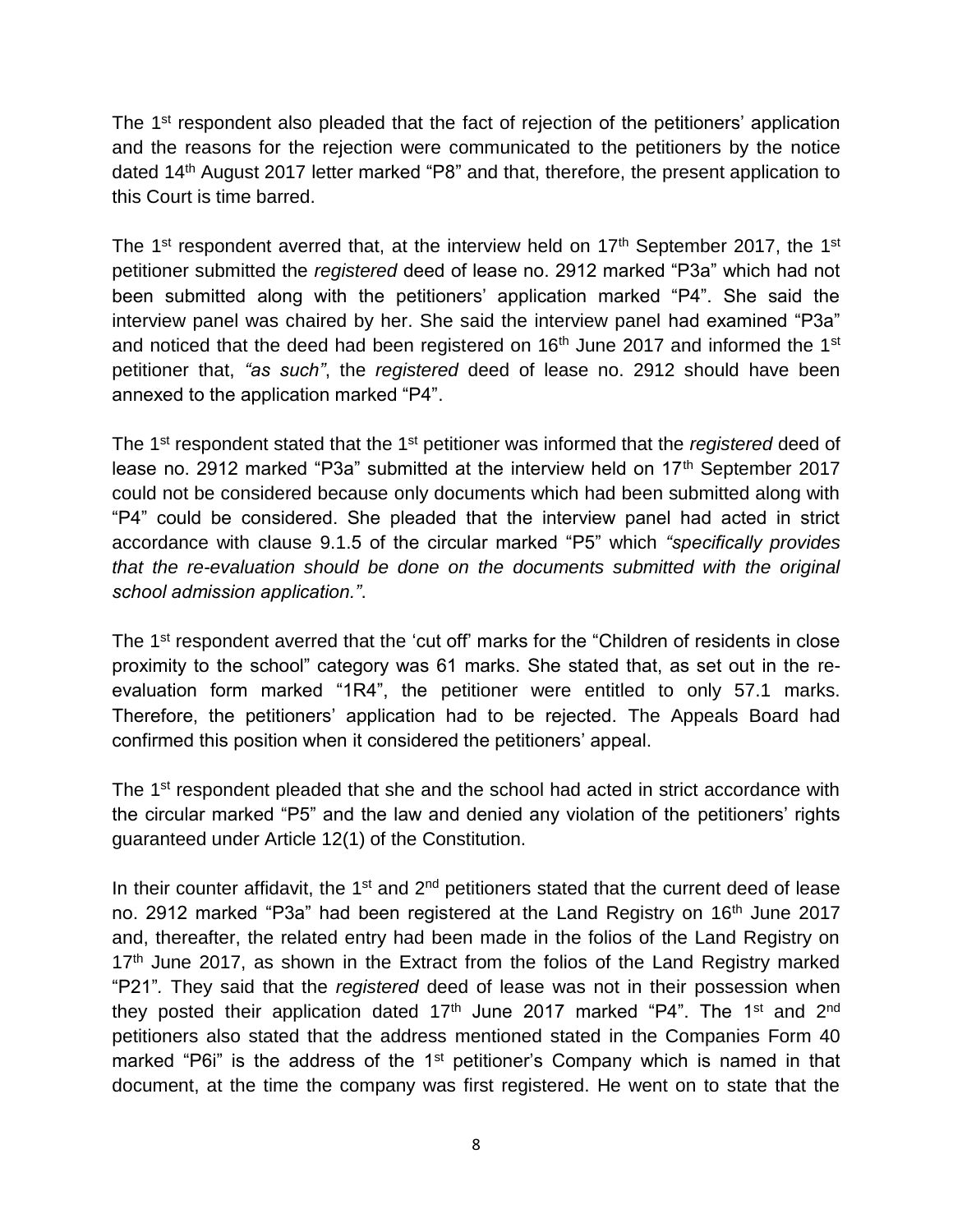The 1st respondent also pleaded that the fact of rejection of the petitioners' application and the reasons for the rejection were communicated to the petitioners by the notice dated 14th August 2017 letter marked "P8" and that, therefore, the present application to this Court is time barred.

The 1st respondent averred that, at the interview held on 17th September 2017, the 1st petitioner submitted the *registered* deed of lease no. 2912 marked "P3a" which had not been submitted along with the petitioners' application marked "P4". She said the interview panel was chaired by her. She said the interview panel had examined "P3a" and noticed that the deed had been registered on 16th June 2017 and informed the 1st petitioner that, *"as such"*, the *registered* deed of lease no. 2912 should have been annexed to the application marked "P4".

The 1st respondent stated that the 1st petitioner was informed that the *registered* deed of lease no. 2912 marked "P3a" submitted at the interview held on 17th September 2017 could not be considered because only documents which had been submitted along with "P4" could be considered. She pleaded that the interview panel had acted in strict accordance with clause 9.1.5 of the circular marked "P5" which *"specifically provides that the re-evaluation should be done on the documents submitted with the original school admission application."*.

The 1st respondent averred that the 'cut off' marks for the "Children of residents in close proximity to the school" category was 61 marks. She stated that, as set out in the re-evaluation form marked "1R4", the petitioner were entitled to only 57.1 marks. Therefore, the petitioners' application had to be rejected. The Appeals Board had confirmed this position when it considered the petitioners' appeal.

The 1st respondent pleaded that she and the school had acted in strict accordance with the circular marked "P5" and the law and denied any violation of the petitioners' rights guaranteed under Article 12(1) of the Constitution.

In their counter affidavit, the 1st and 2nd petitioners stated that the current deed of lease no. 2912 marked "P3a" had been registered at the Land Registry on 16th June 2017 and, thereafter, the related entry had been made in the folios of the Land Registry on 17th June 2017, as shown in the Extract from the folios of the Land Registry marked "P21". They said that the *registered* deed of lease was not in their possession when they posted their application dated 17th June 2017 marked "P4". The 1st and 2nd petitioners also stated that the address mentioned stated in the Companies Form 40 marked "P6i" is the address of the 1st petitioner's Company which is named in that document, at the time the company was first registered. He went on to state that the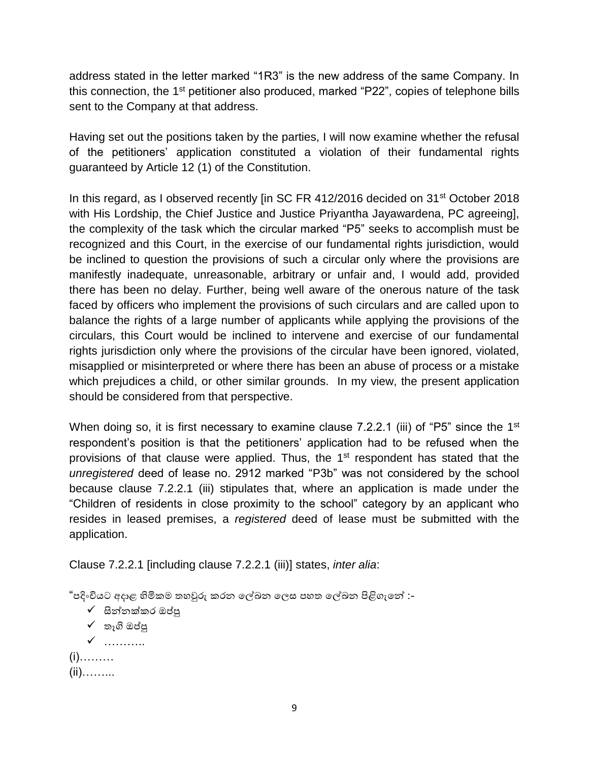address stated in the letter marked “1R3” is the new address of the same Company. In this connection, the 1st petitioner also produced, marked “P22”, copies of telephone bills sent to the Company at that address.

Having set out the positions taken by the parties, I will now examine whether the refusal of the petitioners’ application constituted a violation of their fundamental rights guaranteed by Article 12 (1) of the Constitution.

In this regard, as I observed recently [in SC FR 412/2016 decided on 31st October 2018 with His Lordship, the Chief Justice and Justice Priyantha Jayawardena, PC agreeing], the complexity of the task which the circular marked “P5” seeks to accomplish must be recognized and this Court, in the exercise of our fundamental rights jurisdiction, would be inclined to question the provisions of such a circular only where the provisions are manifestly inadequate, unreasonable, arbitrary or unfair and, I would add, provided there has been no delay. Further, being well aware of the onerous nature of the task faced by officers who implement the provisions of such circulars and are called upon to balance the rights of a large number of applicants while applying the provisions of the circulars, this Court would be inclined to intervene and exercise of our fundamental rights jurisdiction only where the provisions of the circular have been ignored, violated, misapplied or misinterpreted or where there has been an abuse of process or a mistake which prejudices a child, or other similar grounds. In my view, the present application should be considered from that perspective.

When doing so, it is first necessary to examine clause 7.2.2.1 (iii) of “P5” since the 1st respondent’s position is that the petitioners’ application had to be refused when the provisions of that clause were applied. Thus, the 1st respondent has stated that the *unregistered* deed of lease no. 2912 marked “P3b” was not considered by the school because clause 7.2.2.1 (iii) stipulates that, where an application is made under the “Children of residents in close proximity to the school” category by an applicant who resides in leased premises, a *registered* deed of lease must be submitted with the application.

Clause 7.2.2.1 [including clause 7.2.2.1 (iii)] states, *inter alia*:

“පදිංචියට අදාළ හිමිකම තහවුරු කරන ලේඛන ලෙස පහත ලේඛන පිළිගැනේ :-

- ✓ සින්නක්කර ඔප්පු
- ✓ තෑගි ඔප්පු
- ✓ ………..

(i)………

(ii)……...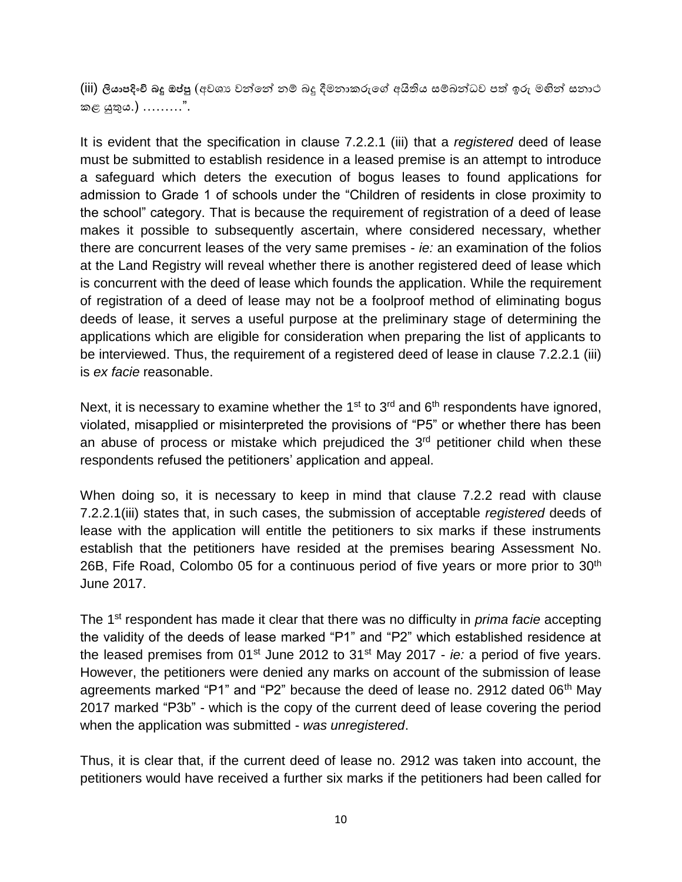(iii) **ලියාපදිංචි බදු ඔප්පු** (අවශ්‍ය වන්නේ නම් බදු දීමනාකරුගේ අයිතිය සම්බන්ධව පත් ඉරු මඟින් සනාථ කළ යුතුය.) ………".

It is evident that the specification in clause 7.2.2.1 (iii) that a *registered* deed of lease must be submitted to establish residence in a leased premise is an attempt to introduce a safeguard which deters the execution of bogus leases to found applications for admission to Grade 1 of schools under the "Children of residents in close proximity to the school" category. That is because the requirement of registration of a deed of lease makes it possible to subsequently ascertain, where considered necessary, whether there are concurrent leases of the very same premises - *ie:* an examination of the folios at the Land Registry will reveal whether there is another registered deed of lease which is concurrent with the deed of lease which founds the application. While the requirement of registration of a deed of lease may not be a foolproof method of eliminating bogus deeds of lease, it serves a useful purpose at the preliminary stage of determining the applications which are eligible for consideration when preparing the list of applicants to be interviewed. Thus, the requirement of a registered deed of lease in clause 7.2.2.1 (iii) is *ex facie* reasonable.

Next, it is necessary to examine whether the 1st to 3rd and 6th respondents have ignored, violated, misapplied or misinterpreted the provisions of "P5" or whether there has been an abuse of process or mistake which prejudiced the 3rd petitioner child when these respondents refused the petitioners' application and appeal.

When doing so, it is necessary to keep in mind that clause 7.2.2 read with clause 7.2.2.1(iii) states that, in such cases, the submission of acceptable *registered* deeds of lease with the application will entitle the petitioners to six marks if these instruments establish that the petitioners have resided at the premises bearing Assessment No. 26B, Fife Road, Colombo 05 for a continuous period of five years or more prior to 30th June 2017.

The 1st respondent has made it clear that there was no difficulty in *prima facie* accepting the validity of the deeds of lease marked "P1" and "P2" which established residence at the leased premises from 01st June 2012 to 31st May 2017 - *ie:* a period of five years. However, the petitioners were denied any marks on account of the submission of lease agreements marked "P1" and "P2" because the deed of lease no. 2912 dated 06th May 2017 marked "P3b" - which is the copy of the current deed of lease covering the period when the application was submitted - *was unregistered*.

Thus, it is clear that, if the current deed of lease no. 2912 was taken into account, the petitioners would have received a further six marks if the petitioners had been called for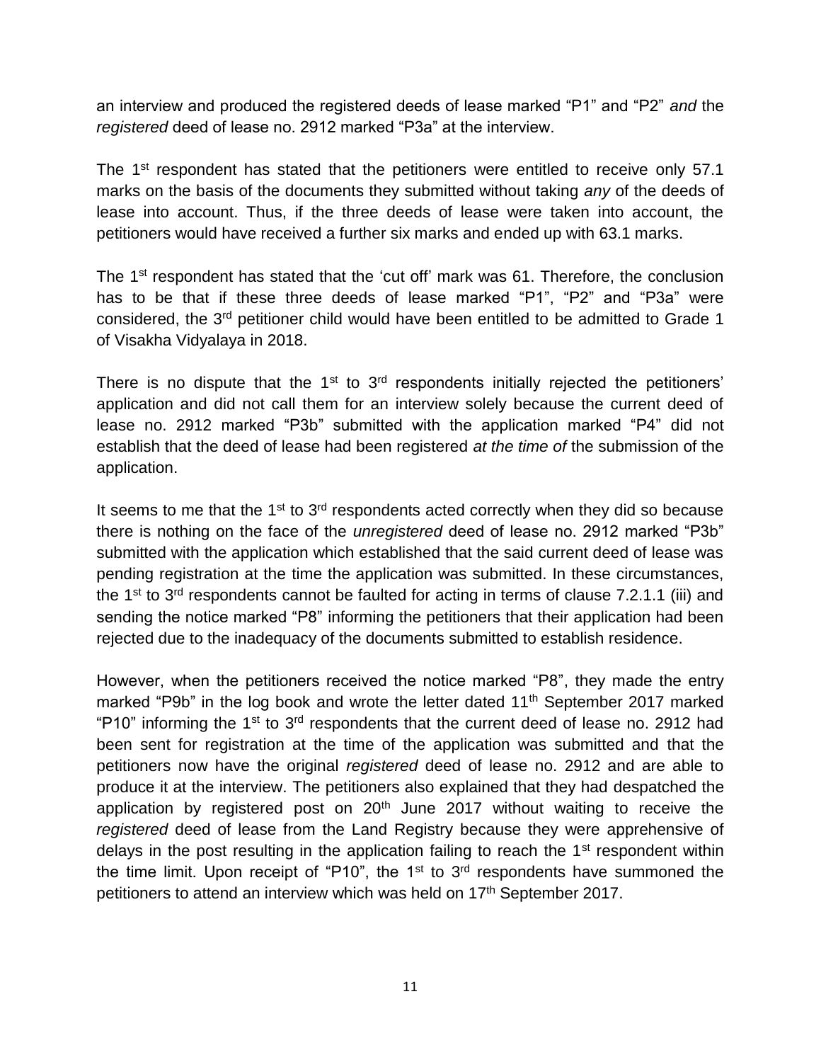an interview and produced the registered deeds of lease marked "P1" and "P2" *and* the *registered* deed of lease no. 2912 marked "P3a" at the interview.

The 1st respondent has stated that the petitioners were entitled to receive only 57.1 marks on the basis of the documents they submitted without taking *any* of the deeds of lease into account. Thus, if the three deeds of lease were taken into account, the petitioners would have received a further six marks and ended up with 63.1 marks.

The 1st respondent has stated that the 'cut off' mark was 61. Therefore, the conclusion has to be that if these three deeds of lease marked "P1", "P2" and "P3a" were considered, the 3rd petitioner child would have been entitled to be admitted to Grade 1 of Visakha Vidyalaya in 2018.

There is no dispute that the 1st to 3rd respondents initially rejected the petitioners' application and did not call them for an interview solely because the current deed of lease no. 2912 marked "P3b" submitted with the application marked "P4" did not establish that the deed of lease had been registered *at the time of* the submission of the application.

It seems to me that the 1st to 3rd respondents acted correctly when they did so because there is nothing on the face of the *unregistered* deed of lease no. 2912 marked "P3b" submitted with the application which established that the said current deed of lease was pending registration at the time the application was submitted. In these circumstances, the 1st to 3rd respondents cannot be faulted for acting in terms of clause 7.2.1.1 (iii) and sending the notice marked "P8" informing the petitioners that their application had been rejected due to the inadequacy of the documents submitted to establish residence.

However, when the petitioners received the notice marked "P8", they made the entry marked "P9b" in the log book and wrote the letter dated 11th September 2017 marked "P10" informing the 1st to 3rd respondents that the current deed of lease no. 2912 had been sent for registration at the time of the application was submitted and that the petitioners now have the original *registered* deed of lease no. 2912 and are able to produce it at the interview. The petitioners also explained that they had despatched the application by registered post on 20th June 2017 without waiting to receive the *registered* deed of lease from the Land Registry because they were apprehensive of delays in the post resulting in the application failing to reach the 1st respondent within the time limit. Upon receipt of "P10", the 1st to 3rd respondents have summoned the petitioners to attend an interview which was held on 17th September 2017.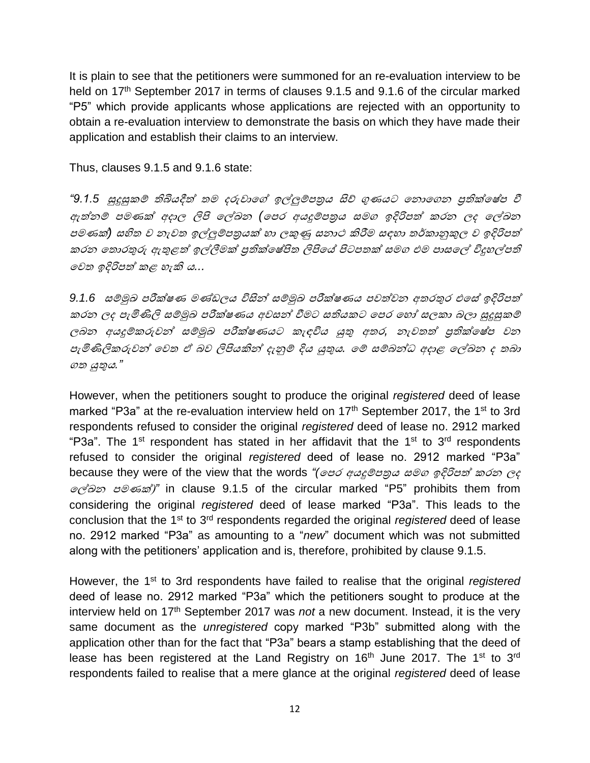It is plain to see that the petitioners were summoned for an re-evaluation interview to be held on 17th September 2017 in terms of clauses 9.1.5 and 9.1.6 of the circular marked "P5" which provide applicants whose applications are rejected with an opportunity to obtain a re-evaluation interview to demonstrate the basis on which they have made their application and establish their claims to an interview.

Thus, clauses 9.1.5 and 9.1.6 state:

*"9.1.5 සුදුසුකම් තිබියදීත් තම දරුවාගේ ඉල්ලුම්පත්‍රය සිව් ගුණයට නොගෙන ප්‍රතික්ෂේප වී ඇත්නම් පමණක් අදාල ලිපි ලේඛන (පෙර අයදුම්පත්‍රය සමග ඉදිරිපත් කරන ලද ලේඛන පමණක්) සහිත ව නැවත ඉල්ලුම්පත්‍රයක් හා ලකුණු සනාථ කිරීම සඳහා තර්කානුකූල ව ඉදිරිපත් කරන තොරතුරු ඇතුළත් ඉල්ලීමක් ප්‍රතික්ෂේපිත ලිපියේ පිටපතක් සමග එම පාසලේ විදුහල්පති වෙත ඉදිරිපත් කළ හැකි ය...*

*9.1.6 සම්මුඛ පරීක්ෂණ මණ්ඩලය විසින් සම්මුඛ පරීක්ෂණය පවත්වන අතරතුර එසේ ඉදිරිපත් කරන ලද පැමිණිලි සම්මුඛ පරීක්ෂණය අවසන් වීමට සතියකට පෙර හෝ සලකා බලා සුදුසුකම් ලබන අයදුම්කරුවන් සම්මුඛ පරීක්ෂණයට කැඳවිය යුතු අතර, නැවතත් ප්‍රතික්ෂේප වන පැමිණිලිකරුවන් වෙත ඒ බව ලිපියකින් දැනුම් දිය යුතුය. මෙම සම්බන්ධ අදාළ ලේඛන ද තබා ගත යුතුය."*

However, when the petitioners sought to produce the original *registered* deed of lease marked "P3a" at the re-evaluation interview held on 17th September 2017, the 1st to 3rd respondents refused to consider the original *registered* deed of lease no. 2912 marked "P3a". The 1st respondent has stated in her affidavit that the 1st to 3rd respondents refused to consider the original *registered* deed of lease no. 2912 marked "P3a" because they were of the view that the words *"(පෙර අයදුම්පත්‍රය සමග ඉදිරිපත් කරන ලද ලේඛන පමණක්)"* in clause 9.1.5 of the circular marked "P5" prohibits them from considering the original *registered* deed of lease marked "P3a". This leads to the conclusion that the 1st to 3rd respondents regarded the original *registered* deed of lease no. 2912 marked "P3a" as amounting to a "*new*" document which was not submitted along with the petitioners' application and is, therefore, prohibited by clause 9.1.5.

However, the 1st to 3rd respondents have failed to realise that the original *registered* deed of lease no. 2912 marked "P3a" which the petitioners sought to produce at the interview held on 17th September 2017 was *not* a new document. Instead, it is the very same document as the *unregistered* copy marked "P3b" submitted along with the application other than for the fact that "P3a" bears a stamp establishing that the deed of lease has been registered at the Land Registry on 16th June 2017. The 1st to 3rd respondents failed to realise that a mere glance at the original *registered* deed of lease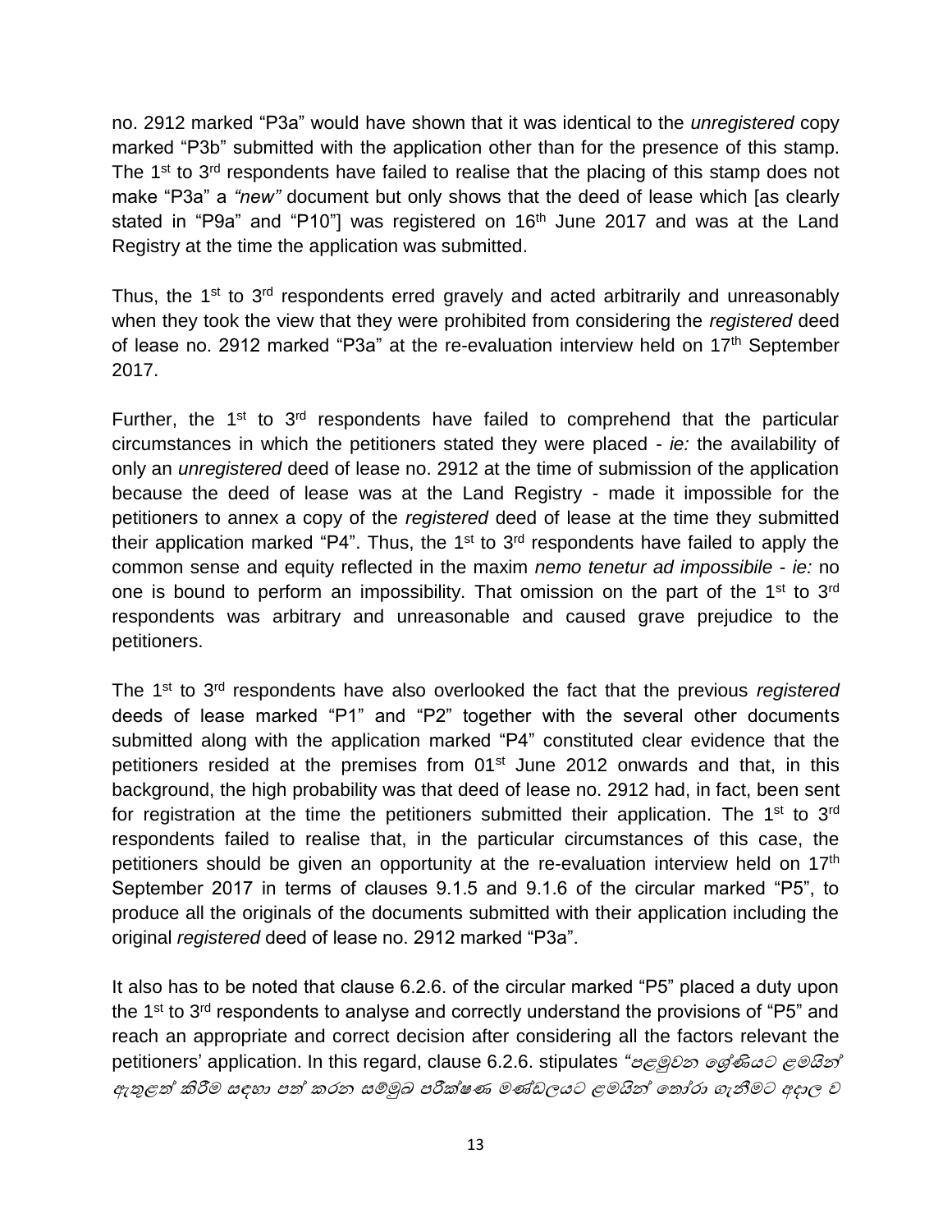no. 2912 marked "P3a" would have shown that it was identical to the *unregistered* copy marked "P3b" submitted with the application other than for the presence of this stamp. The 1st to 3rd respondents have failed to realise that the placing of this stamp does not make "P3a" a *"new"* document but only shows that the deed of lease which [as clearly stated in "P9a" and "P10"] was registered on 16th June 2017 and was at the Land Registry at the time the application was submitted.

Thus, the 1st to 3rd respondents erred gravely and acted arbitrarily and unreasonably when they took the view that they were prohibited from considering the *registered* deed of lease no. 2912 marked "P3a" at the re-evaluation interview held on 17th September 2017.

Further, the 1st to 3rd respondents have failed to comprehend that the particular circumstances in which the petitioners stated they were placed - *ie:* the availability of only an *unregistered* deed of lease no. 2912 at the time of submission of the application because the deed of lease was at the Land Registry - made it impossible for the petitioners to annex a copy of the *registered* deed of lease at the time they submitted their application marked "P4". Thus, the 1st to 3rd respondents have failed to apply the common sense and equity reflected in the maxim *nemo tenetur ad impossibile* - *ie:* no one is bound to perform an impossibility. That omission on the part of the 1st to 3rd respondents was arbitrary and unreasonable and caused grave prejudice to the petitioners.

The 1st to 3rd respondents have also overlooked the fact that the previous *registered* deeds of lease marked "P1" and "P2" together with the several other documents submitted along with the application marked "P4" constituted clear evidence that the petitioners resided at the premises from 01st June 2012 onwards and that, in this background, the high probability was that deed of lease no. 2912 had, in fact, been sent for registration at the time the petitioners submitted their application. The 1st to 3rd respondents failed to realise that, in the particular circumstances of this case, the petitioners should be given an opportunity at the re-evaluation interview held on 17th September 2017 in terms of clauses 9.1.5 and 9.1.6 of the circular marked "P5", to produce all the originals of the documents submitted with their application including the original *registered* deed of lease no. 2912 marked "P3a".

It also has to be noted that clause 6.2.6. of the circular marked "P5" placed a duty upon the 1st to 3rd respondents to analyse and correctly understand the provisions of "P5" and reach an appropriate and correct decision after considering all the factors relevant the petitioners' application. In this regard, clause 6.2.6. stipulates *"පළමුවන ශ්‍රේණියට ළමයින් ඇතුළත් කිරීම සඳහා පත් කරන සම්මුඛ පරීක්ෂණ මණ්ඩලයට ළමයින් තෝරා ගැනීමට අදාල ව*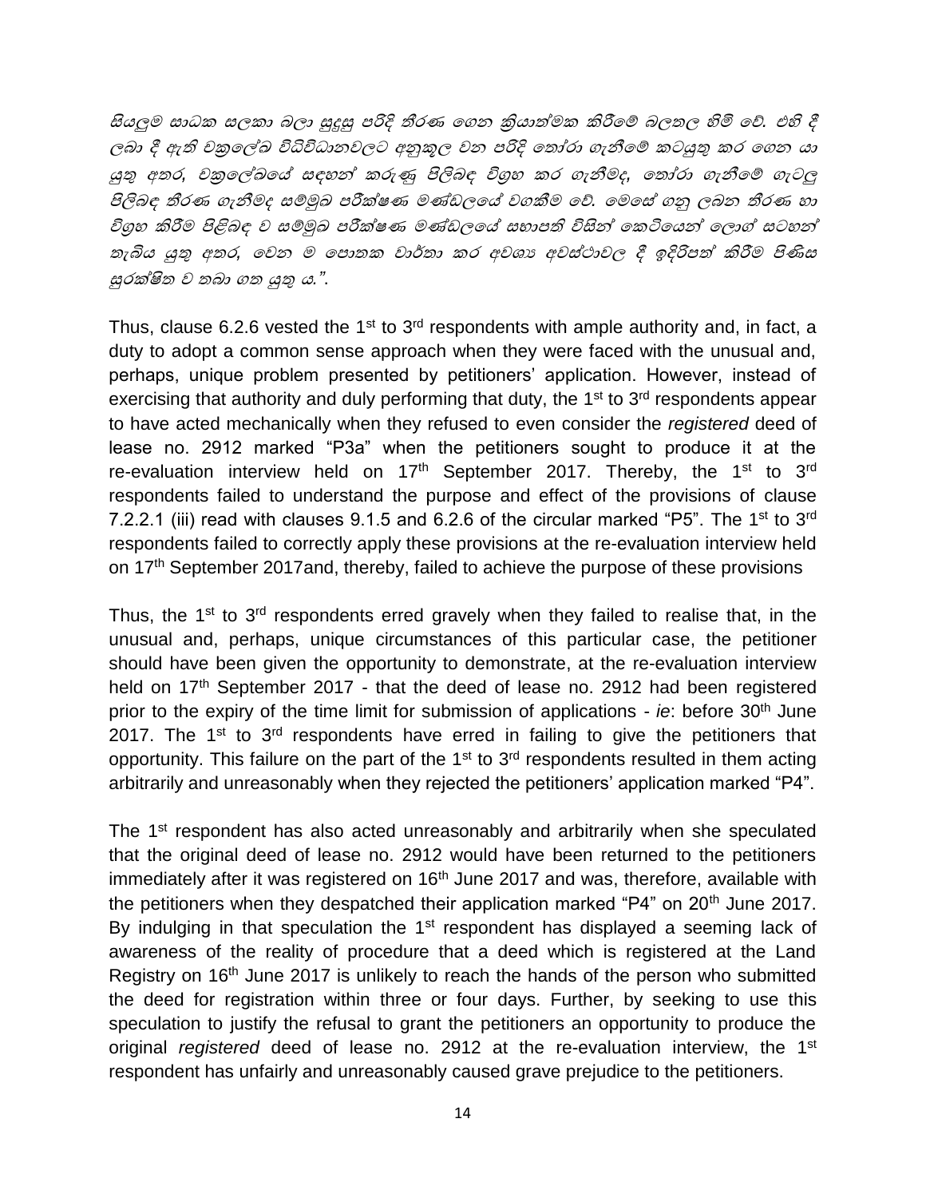*සියලුම සාධක සලකා බලා සුදුසු පරිදි තීරණ ගෙන ක්‍රියාත්මක කිරීමේ බලතල හිමි වේ. එහි දී ලබා දී ඇති චක්‍රලේඛ විධිවිධානවලට අනුකූල වන පරිදි තෝරා ගැනීමේ කටයුතු කර ගෙන යා යුතු අතර, චක්‍රලේඛයේ සඳහන් කරුණු පිළිබඳ විග්‍රහ කර ගැනීමද, තෝරා ගැනීමේ ගැටලු පිළිබඳ තීරණ ගැනීමද සම්මුඛ පරීක්ෂණ මණ්ඩලයේ වගකීම වේ. මෙසේ ගනු ලබන තීරණ හා විග්‍රහ කිරීම පිළිබඳ ව සම්මුඛ පරීක්ෂණ මණ්ඩලයේ සභාපති විසින් කෙටියෙන් ලොග් සටහන් තැබිය යුතු අතර, වෙන ම පොතක වාර්තා කර අවශ්‍ය අවස්ථාවල දී ඉදිරිපත් කිරීම පිණිස සුරක්ෂිත ව තබා ගත යුතු ය.".*

Thus, clause 6.2.6 vested the 1st to 3rd respondents with ample authority and, in fact, a duty to adopt a common sense approach when they were faced with the unusual and, perhaps, unique problem presented by petitioners' application. However, instead of exercising that authority and duly performing that duty, the 1st to 3rd respondents appear to have acted mechanically when they refused to even consider the *registered* deed of lease no. 2912 marked "P3a" when the petitioners sought to produce it at the re-evaluation interview held on 17th September 2017. Thereby, the 1st to 3rd respondents failed to understand the purpose and effect of the provisions of clause 7.2.2.1 (iii) read with clauses 9.1.5 and 6.2.6 of the circular marked "P5". The 1st to 3rd respondents failed to correctly apply these provisions at the re-evaluation interview held on 17th September 2017and, thereby, failed to achieve the purpose of these provisions

Thus, the 1st to 3rd respondents erred gravely when they failed to realise that, in the unusual and, perhaps, unique circumstances of this particular case, the petitioner should have been given the opportunity to demonstrate, at the re-evaluation interview held on 17th September 2017 - that the deed of lease no. 2912 had been registered prior to the expiry of the time limit for submission of applications - *ie*: before 30th June 2017. The 1st to 3rd respondents have erred in failing to give the petitioners that opportunity. This failure on the part of the 1st to 3rd respondents resulted in them acting arbitrarily and unreasonably when they rejected the petitioners' application marked "P4".

The 1st respondent has also acted unreasonably and arbitrarily when she speculated that the original deed of lease no. 2912 would have been returned to the petitioners immediately after it was registered on 16th June 2017 and was, therefore, available with the petitioners when they despatched their application marked "P4" on 20th June 2017. By indulging in that speculation the 1st respondent has displayed a seeming lack of awareness of the reality of procedure that a deed which is registered at the Land Registry on 16th June 2017 is unlikely to reach the hands of the person who submitted the deed for registration within three or four days. Further, by seeking to use this speculation to justify the refusal to grant the petitioners an opportunity to produce the original *registered* deed of lease no. 2912 at the re-evaluation interview, the 1st respondent has unfairly and unreasonably caused grave prejudice to the petitioners.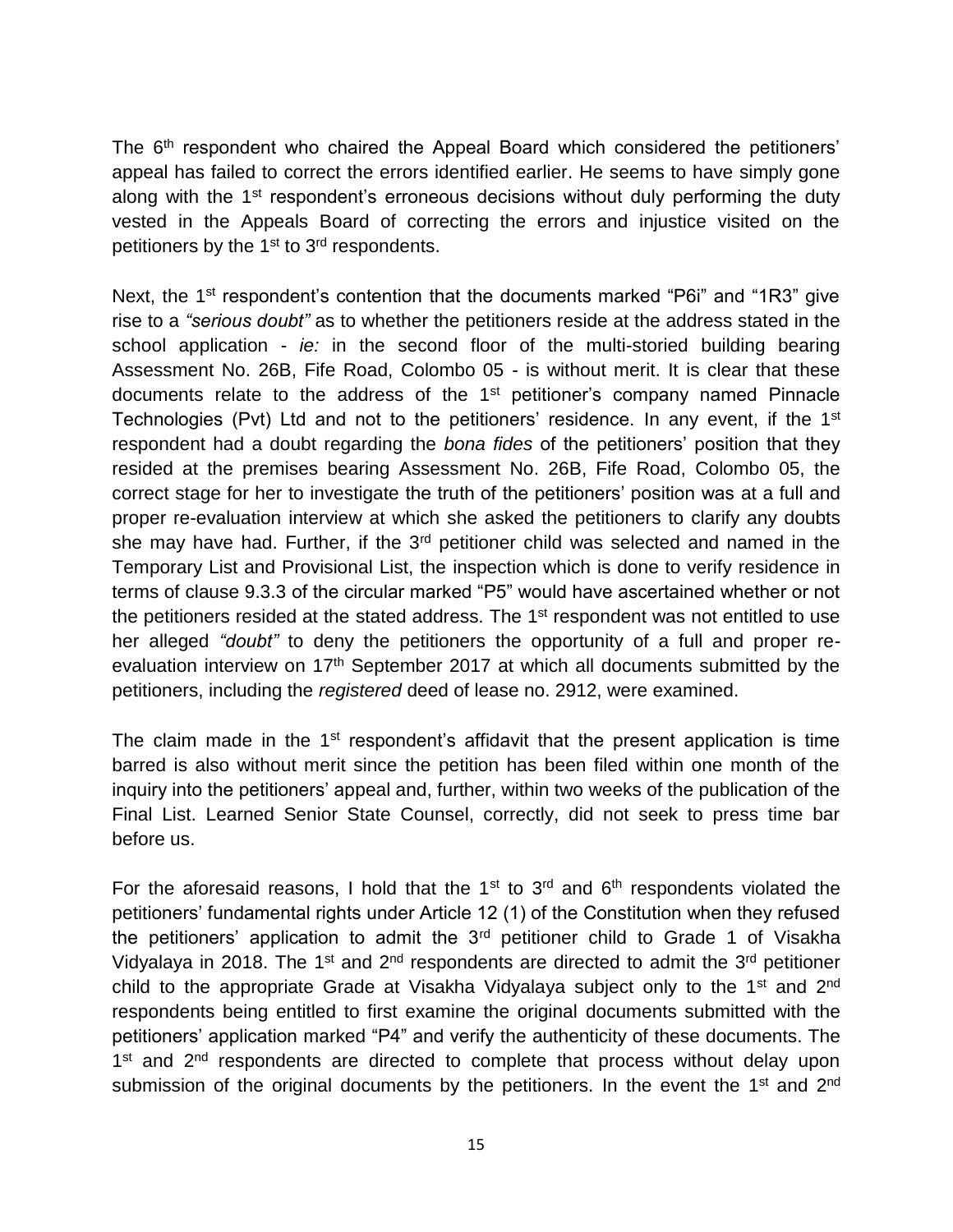The 6th respondent who chaired the Appeal Board which considered the petitioners' appeal has failed to correct the errors identified earlier. He seems to have simply gone along with the 1st respondent's erroneous decisions without duly performing the duty vested in the Appeals Board of correcting the errors and injustice visited on the petitioners by the 1st to 3rd respondents.

Next, the 1st respondent's contention that the documents marked "P6i" and "1R3" give rise to a *"serious doubt"* as to whether the petitioners reside at the address stated in the school application - *ie:* in the second floor of the multi-storied building bearing Assessment No. 26B, Fife Road, Colombo 05 - is without merit. It is clear that these documents relate to the address of the 1st petitioner's company named Pinnacle Technologies (Pvt) Ltd and not to the petitioners' residence. In any event, if the 1st respondent had a doubt regarding the *bona fides* of the petitioners' position that they resided at the premises bearing Assessment No. 26B, Fife Road, Colombo 05, the correct stage for her to investigate the truth of the petitioners' position was at a full and proper re-evaluation interview at which she asked the petitioners to clarify any doubts she may have had. Further, if the 3rd petitioner child was selected and named in the Temporary List and Provisional List, the inspection which is done to verify residence in terms of clause 9.3.3 of the circular marked "P5" would have ascertained whether or not the petitioners resided at the stated address. The 1st respondent was not entitled to use her alleged *"doubt"* to deny the petitioners the opportunity of a full and proper re-evaluation interview on 17th September 2017 at which all documents submitted by the petitioners, including the *registered* deed of lease no. 2912, were examined.

The claim made in the 1st respondent's affidavit that the present application is time barred is also without merit since the petition has been filed within one month of the inquiry into the petitioners' appeal and, further, within two weeks of the publication of the Final List. Learned Senior State Counsel, correctly, did not seek to press time bar before us.

For the aforesaid reasons, I hold that the 1st to 3rd and 6th respondents violated the petitioners' fundamental rights under Article 12 (1) of the Constitution when they refused the petitioners' application to admit the 3rd petitioner child to Grade 1 of Visakha Vidyalaya in 2018. The 1st and 2nd respondents are directed to admit the 3rd petitioner child to the appropriate Grade at Visakha Vidyalaya subject only to the 1st and 2nd respondents being entitled to first examine the original documents submitted with the petitioners' application marked "P4" and verify the authenticity of these documents. The 1st and 2nd respondents are directed to complete that process without delay upon submission of the original documents by the petitioners. In the event the 1st and 2nd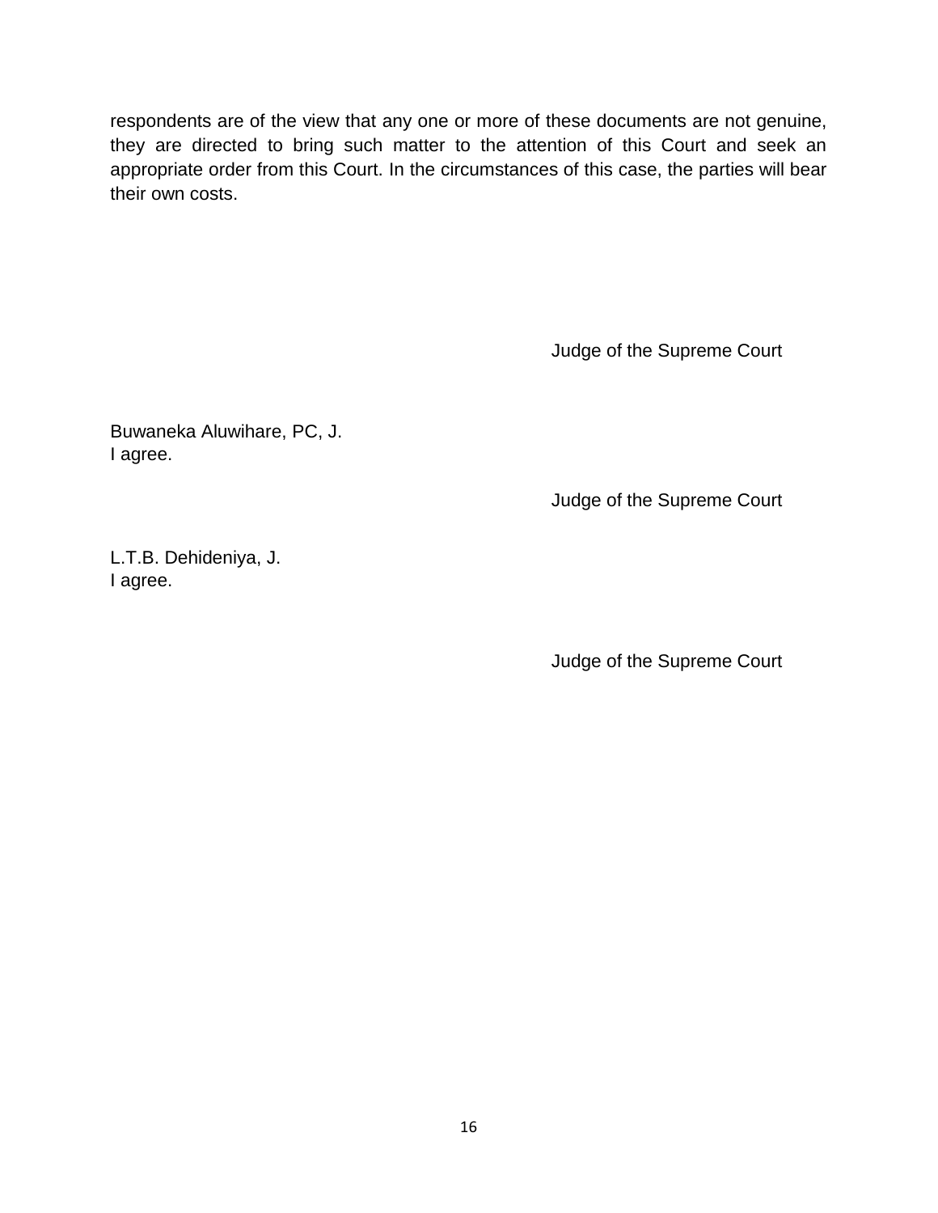respondents are of the view that any one or more of these documents are not genuine, they are directed to bring such matter to the attention of this Court and seek an appropriate order from this Court. In the circumstances of this case, the parties will bear their own costs.

Judge of the Supreme Court

Buwaneka Aluwihare, PC, J.
I agree.

Judge of the Supreme Court

L.T.B. Dehideniya, J.
I agree.

Judge of the Supreme Court